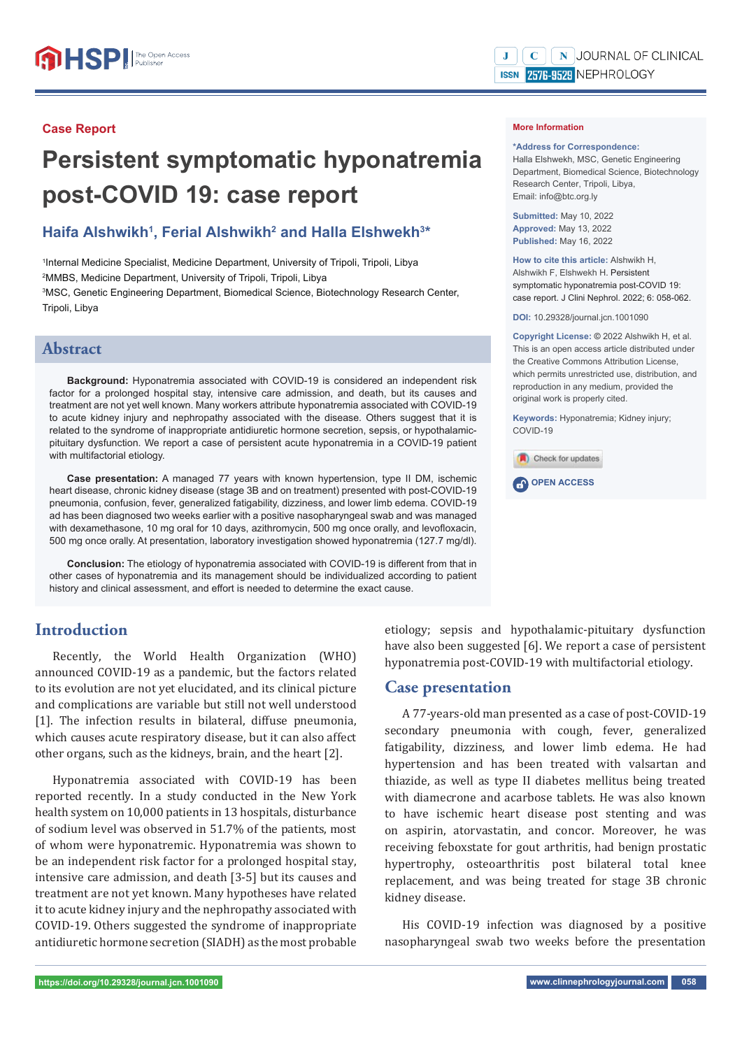Case Report

# Persistent symptomatic hyponatremia post-COVID 19: case report

**Haifa Alshwikh[1], Ferial Alshwikh[2] and Halla Elshwekh[3]***

[1]Internal Medicine Specialist, Medicine Department, University of Tripoli, Tripoli, Libya
[2]MMBS, Medicine Department, University of Tripoli, Tripoli, Libya
[3]MSC, Genetic Engineering Department, Biomedical Science, Biotechnology Research Center, Tripoli, Libya

**More Information**

***Address for Correspondence:** Halla Elshwekh, MSC, Genetic Engineering Department, Biomedical Science, Biotechnology Research Center, Tripoli, Libya, Email: info@btc.org.ly

**Submitted:** May 10, 2022
**Approved:** May 13, 2022
**Published:** May 16, 2022

**How to cite this article:** Alshwikh H, Alshwikh F, Elshwekh H. Persistent symptomatic hyponatremia post-COVID 19: case report. J Clini Nephrol. 2022; 6: 058-062.

**DOI:** 10.29328/journal.jcn.1001090

**Copyright License:** © 2022 Alshwikh H, et al. This is an open access article distributed under the Creative Commons Attribution License, which permits unrestricted use, distribution, and reproduction in any medium, provided the original work is properly cited.

**Keywords:** Hyponatremia; Kidney injury; COVID-19

OPEN ACCESS

## Abstract

**Background:** Hyponatremia associated with COVID-19 is considered an independent risk factor for a prolonged hospital stay, intensive care admission, and death, but its causes and treatment are not yet well known. Many workers attribute hyponatremia associated with COVID-19 to acute kidney injury and nephropathy associated with the disease. Others suggest that it is related to the syndrome of inappropriate antidiuretic hormone secretion, sepsis, or hypothalamic-pituitary dysfunction. We report a case of persistent acute hyponatremia in a COVID-19 patient with multifactorial etiology.

**Case presentation:** A managed 77 years with known hypertension, type II DM, ischemic heart disease, chronic kidney disease (stage 3B and on treatment) presented with post-COVID-19 pneumonia, confusion, fever, generalized fatigability, dizziness, and lower limb edema. COVID-19 ad has been diagnosed two weeks earlier with a positive nasopharyngeal swab and was managed with dexamethasone, 10 mg oral for 10 days, azithromycin, 500 mg once orally, and levofloxacin, 500 mg once orally. At presentation, laboratory investigation showed hyponatremia (127.7 mg/dl).

**Conclusion:** The etiology of hyponatremia associated with COVID-19 is different from that in other cases of hyponatremia and its management should be individualized according to patient history and clinical assessment, and effort is needed to determine the exact cause.

## Introduction

Recently, the World Health Organization (WHO) announced COVID-19 as a pandemic, but the factors related to its evolution are not yet elucidated, and its clinical picture and complications are variable but still not well understood [1]. The infection results in bilateral, diffuse pneumonia, which causes acute respiratory disease, but it can also affect other organs, such as the kidneys, brain, and the heart [2].

Hyponatremia associated with COVID-19 has been reported recently. In a study conducted in the New York health system on 10,000 patients in 13 hospitals, disturbance of sodium level was observed in 51.7% of the patients, most of whom were hyponatremic. Hyponatremia was shown to be an independent risk factor for a prolonged hospital stay, intensive care admission, and death [3-5] but its causes and treatment are not yet known. Many hypotheses have related it to acute kidney injury and the nephropathy associated with COVID-19. Others suggested the syndrome of inappropriate antidiuretic hormone secretion (SIADH) as the most probable etiology; sepsis and hypothalamic-pituitary dysfunction have also been suggested [6]. We report a case of persistent hyponatremia post-COVID-19 with multifactorial etiology.

## Case presentation

A 77-years-old man presented as a case of post-COVID-19 secondary pneumonia with cough, fever, generalized fatigability, dizziness, and lower limb edema. He had hypertension and has been treated with valsartan and thiazide, as well as type II diabetes mellitus being treated with diamecrone and acarbose tablets. He was also known to have ischemic heart disease post stenting and was on aspirin, atorvastatin, and concor. Moreover, he was receiving feboxstate for gout arthritis, had benign prostatic hypertrophy, osteoarthritis post bilateral total knee replacement, and was being treated for stage 3B chronic kidney disease.

His COVID-19 infection was diagnosed by a positive nasopharyngeal swab two weeks before the presentation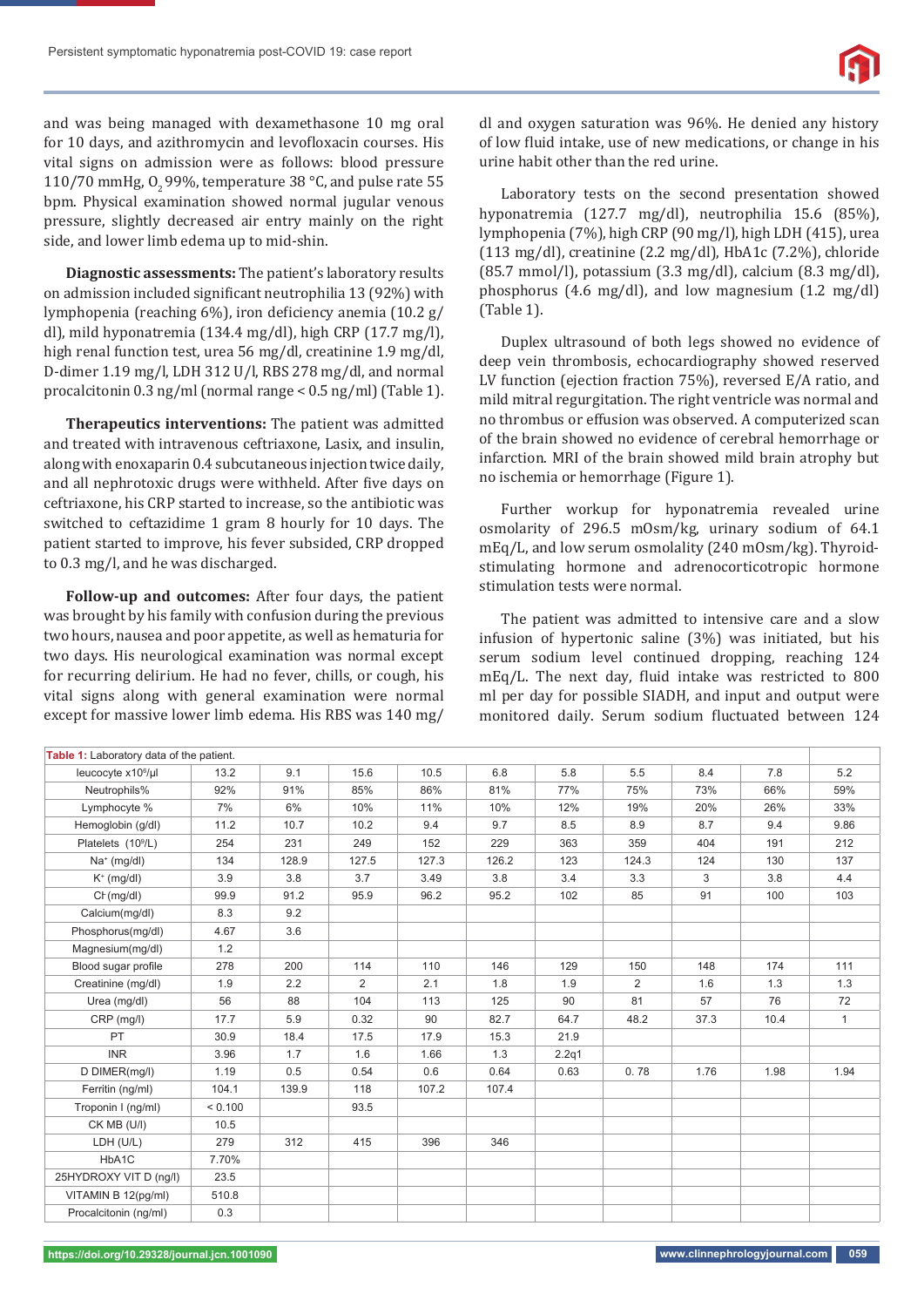and was being managed with dexamethasone 10 mg oral for 10 days, and azithromycin and levofloxacin courses. His vital signs on admission were as follows: blood pressure 110/70 mmHg, $O_2$ 99%, temperature 38 °C, and pulse rate 55 bpm. Physical examination showed normal jugular venous pressure, slightly decreased air entry mainly on the right side, and lower limb edema up to mid-shin.

**Diagnostic assessments:** The patient's laboratory results on admission included significant neutrophilia 13 (92%) with lymphopenia (reaching 6%), iron deficiency anemia (10.2 g/dl), mild hyponatremia (134.4 mg/dl), high CRP (17.7 mg/l), high renal function test, urea 56 mg/dl, creatinine 1.9 mg/dl, D-dimer 1.19 mg/l, LDH 312 U/l, RBS 278 mg/dl, and normal procalcitonin 0.3 ng/ml (normal range < 0.5 ng/ml) (Table 1).

**Therapeutics interventions:** The patient was admitted and treated with intravenous ceftriaxone, Lasix, and insulin, along with enoxaparin 0.4 subcutaneous injection twice daily, and all nephrotoxic drugs were withheld. After five days on ceftriaxone, his CRP started to increase, so the antibiotic was switched to ceftazidime 1 gram 8 hourly for 10 days. The patient started to improve, his fever subsided, CRP dropped to 0.3 mg/l, and he was discharged.

**Follow-up and outcomes:** After four days, the patient was brought by his family with confusion during the previous two hours, nausea and poor appetite, as well as hematuria for two days. His neurological examination was normal except for recurring delirium. He had no fever, chills, or cough, his vital signs along with general examination were normal except for massive lower limb edema. His RBS was 140 mg/dl and oxygen saturation was 96%. He denied any history of low fluid intake, use of new medications, or change in his urine habit other than the red urine.

Laboratory tests on the second presentation showed hyponatremia (127.7 mg/dl), neutrophilia 15.6 (85%), lymphopenia (7%), high CRP (90 mg/l), high LDH (415), urea (113 mg/dl), creatinine (2.2 mg/dl), HbA1c (7.2%), chloride (85.7 mmol/l), potassium (3.3 mg/dl), calcium (8.3 mg/dl), phosphorus (4.6 mg/dl), and low magnesium (1.2 mg/dl) (Table 1).

Duplex ultrasound of both legs showed no evidence of deep vein thrombosis, echocardiography showed reserved LV function (ejection fraction 75%), reversed E/A ratio, and mild mitral regurgitation. The right ventricle was normal and no thrombus or effusion was observed. A computerized scan of the brain showed no evidence of cerebral hemorrhage or infarction. MRI of the brain showed mild brain atrophy but no ischemia or hemorrhage (Figure 1).

Further workup for hyponatremia revealed urine osmolarity of 296.5 mOsm/kg, urinary sodium of 64.1 mEq/L, and low serum osmolality (240 mOsm/kg). Thyroid-stimulating hormone and adrenocorticotropic hormone stimulation tests were normal.

The patient was admitted to intensive care and a slow infusion of hypertonic saline (3%) was initiated, but his serum sodium level continued dropping, reaching 124 mEq/L. The next day, fluid intake was restricted to 800 ml per day for possible SIADH, and input and output were monitored daily. Serum sodium fluctuated between 124

**Table 1:** Laboratory data of the patient.

| | | | | | | | | | | |
|---|---|---|---|---|---|---|---|---|---|---|
| leucocyte x10⁶/µl | 13.2 | 9.1 | 15.6 | 10.5 | 6.8 | 5.8 | 5.5 | 8.4 | 7.8 | 5.2 |
| Neutrophils% | 92% | 91% | 85% | 86% | 81% | 77% | 75% | 73% | 66% | 59% |
| Lymphocyte % | 7% | 6% | 10% | 11% | 10% | 12% | 19% | 20% | 26% | 33% |
| Hemoglobin (g/dl) | 11.2 | 10.7 | 10.2 | 9.4 | 9.7 | 8.5 | 8.9 | 8.7 | 9.4 | 9.86 |
| Platelets ($10^9$/L) | 254 | 231 | 249 | 152 | 229 | 363 | 359 | 404 | 191 | 212 |
| $Na^+$ (mg/dl) | 134 | 128.9 | 127.5 | 127.3 | 126.2 | 123 | 124.3 | 124 | 130 | 137 |
| $K^+$ (mg/dl) | 3.9 | 3.8 | 3.7 | 3.49 | 3.8 | 3.4 | 3.3 | 3 | 3.8 | 4.4 |
| $Cl^-$ (mg/dl) | 99.9 | 91.2 | 95.9 | 96.2 | 95.2 | 102 | 85 | 91 | 100 | 103 |
| Calcium(mg/dl) | 8.3 | 9.2 | | | | | | | | |
| Phosphorus(mg/dl) | 4.67 | 3.6 | | | | | | | | |
| Magnesium(mg/dl) | 1.2 | | | | | | | | | |
| Blood sugar profile | 278 | 200 | 114 | 110 | 146 | 129 | 150 | 148 | 174 | 111 |
| Creatinine (mg/dl) | 1.9 | 2.2 | 2 | 2.1 | 1.8 | 1.9 | 2 | 1.6 | 1.3 | 1.3 |
| Urea (mg/dl) | 56 | 88 | 104 | 113 | 125 | 90 | 81 | 57 | 76 | 72 |
| CRP (mg/l) | 17.7 | 5.9 | 0.32 | 90 | 82.7 | 64.7 | 48.2 | 37.3 | 10.4 | 1 |
| PT | 30.9 | 18.4 | 17.5 | 17.9 | 15.3 | 21.9 | | | | |
| INR | 3.96 | 1.7 | 1.6 | 1.66 | 1.3 | 2.2q1 | | | | |
| D DIMER(mg/l) | 1.19 | 0.5 | 0.54 | 0.6 | 0.64 | 0.63 | 0. 78 | 1.76 | 1.98 | 1.94 |
| Ferritin (ng/ml) | 104.1 | 139.9 | 118 | 107.2 | 107.4 | | | | | |
| Troponin I (ng/ml) | < 0.100 | | 93.5 | | | | | | | |
| CK MB (U/l) | 10.5 | | | | | | | | | |
| LDH (U/L) | 279 | 312 | 415 | 396 | 346 | | | | | |
| HbA1C | 7.70% | | | | | | | | | |
| 25HYDROXY VIT D (ng/l) | 23.5 | | | | | | | | | |
| VITAMIN B 12(pg/ml) | 510.8 | | | | | | | | | |
| Procalcitonin (ng/ml) | 0.3 | | | | | | | | | |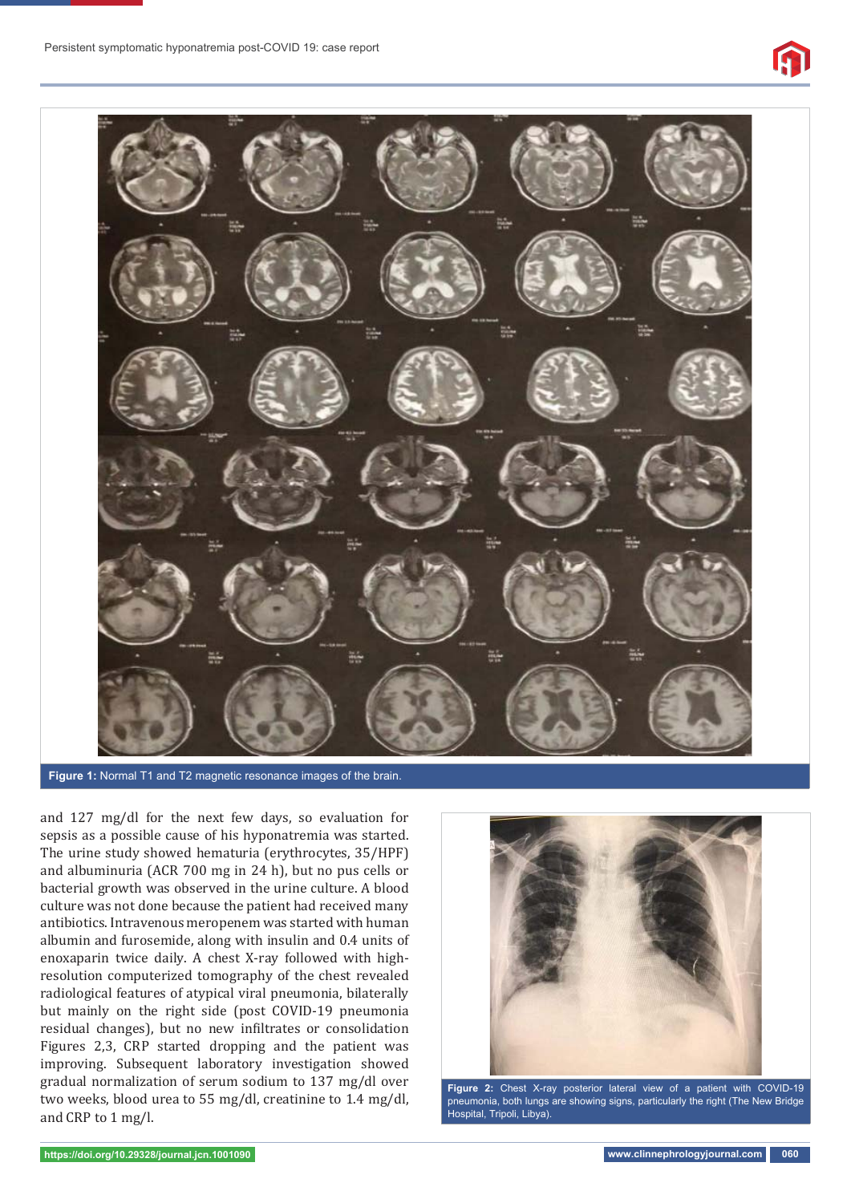Figure 1: Normal T1 and T2 magnetic resonance images of the brain.

and 127 mg/dl for the next few days, so evaluation for sepsis as a possible cause of his hyponatremia was started. The urine study showed hematuria (erythrocytes, 35/HPF) and albuminuria (ACR 700 mg in 24 h), but no pus cells or bacterial growth was observed in the urine culture. A blood culture was not done because the patient had received many antibiotics. Intravenous meropenem was started with human albumin and furosemide, along with insulin and 0.4 units of enoxaparin twice daily. A chest X-ray followed with high-resolution computerized tomography of the chest revealed radiological features of atypical viral pneumonia, bilaterally but mainly on the right side (post COVID-19 pneumonia residual changes), but no new infiltrates or consolidation Figures 2,3, CRP started dropping and the patient was improving. Subsequent laboratory investigation showed gradual normalization of serum sodium to 137 mg/dl over two weeks, blood urea to 55 mg/dl, creatinine to 1.4 mg/dl, and CRP to 1 mg/l.

Figure 2: Chest X-ray posterior lateral view of a patient with COVID-19 pneumonia, both lungs are showing signs, particularly the right (The New Bridge Hospital, Tripoli, Libya).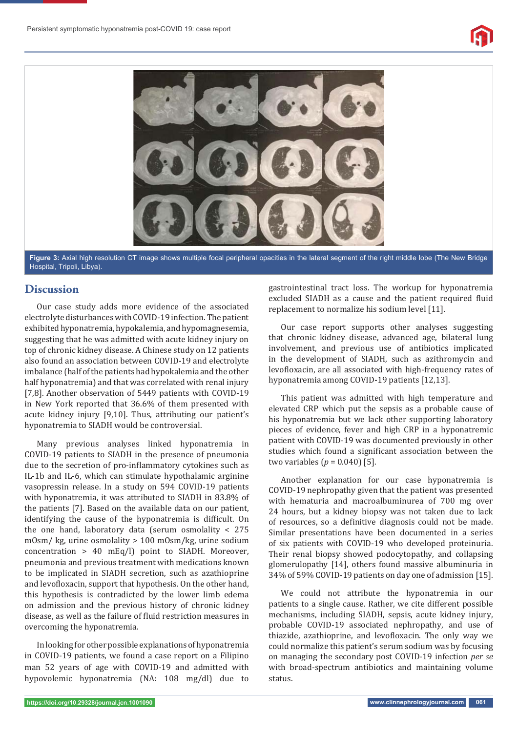Figure 3: Axial high resolution CT image shows multiple focal peripheral opacities in the lateral segment of the right middle lobe (The New Bridge Hospital, Tripoli, Libya).

## Discussion

Our case study adds more evidence of the associated electrolyte disturbances with COVID-19 infection. The patient exhibited hyponatremia, hypokalemia, and hypomagnesemia, suggesting that he was admitted with acute kidney injury on top of chronic kidney disease. A Chinese study on 12 patients also found an association between COVID-19 and electrolyte imbalance (half of the patients had hypokalemia and the other half hyponatremia) and that was correlated with renal injury [7,8]. Another observation of 5449 patients with COVID-19 in New York reported that 36.6% of them presented with acute kidney injury [9,10]. Thus, attributing our patient's hyponatremia to SIADH would be controversial.

Many previous analyses linked hyponatremia in COVID-19 patients to SIADH in the presence of pneumonia due to the secretion of pro-inflammatory cytokines such as IL-1b and IL-6, which can stimulate hypothalamic arginine vasopressin release. In a study on 594 COVID-19 patients with hyponatremia, it was attributed to SIADH in 83.8% of the patients [7]. Based on the available data on our patient, identifying the cause of the hyponatremia is difficult. On the one hand, laboratory data (serum osmolality < 275 mOsm/ kg, urine osmolality > 100 mOsm/kg, urine sodium concentration > 40 mEq/l) point to SIADH. Moreover, pneumonia and previous treatment with medications known to be implicated in SIADH secretion, such as azathioprine and levofloxacin, support that hypothesis. On the other hand, this hypothesis is contradicted by the lower limb edema on admission and the previous history of chronic kidney disease, as well as the failure of fluid restriction measures in overcoming the hyponatremia.

In looking for other possible explanations of hyponatremia in COVID-19 patients, we found a case report on a Filipino man 52 years of age with COVID-19 and admitted with hypovolemic hyponatremia (NA: 108 mg/dl) due to gastrointestinal tract loss. The workup for hyponatremia excluded SIADH as a cause and the patient required fluid replacement to normalize his sodium level [11].

Our case report supports other analyses suggesting that chronic kidney disease, advanced age, bilateral lung involvement, and previous use of antibiotics implicated in the development of SIADH, such as azithromycin and levofloxacin, are all associated with high-frequency rates of hyponatremia among COVID-19 patients [12,13].

This patient was admitted with high temperature and elevated CRP which put the sepsis as a probable cause of his hyponatremia but we lack other supporting laboratory pieces of evidence, fever and high CRP in a hyponatremic patient with COVID-19 was documented previously in other studies which found a significant association between the two variables ($p = 0.040$) [5].

Another explanation for our case hyponatremia is COVID-19 nephropathy given that the patient was presented with hematuria and macroalbuminurea of 700 mg over 24 hours, but a kidney biopsy was not taken due to lack of resources, so a definitive diagnosis could not be made. Similar presentations have been documented in a series of six patients with COVID-19 who developed proteinuria. Their renal biopsy showed podocytopathy, and collapsing glomerulopathy [14], others found massive albuminuria in 34% of 59% COVID-19 patients on day one of admission [15].

We could not attribute the hyponatremia in our patients to a single cause. Rather, we cite different possible mechanisms, including SIADH, sepsis, acute kidney injury, probable COVID-19 associated nephropathy, and use of thiazide, azathioprine, and levofloxacin. The only way we could normalize this patient's serum sodium was by focusing on managing the secondary post COVID-19 infection *per se* with broad-spectrum antibiotics and maintaining volume status.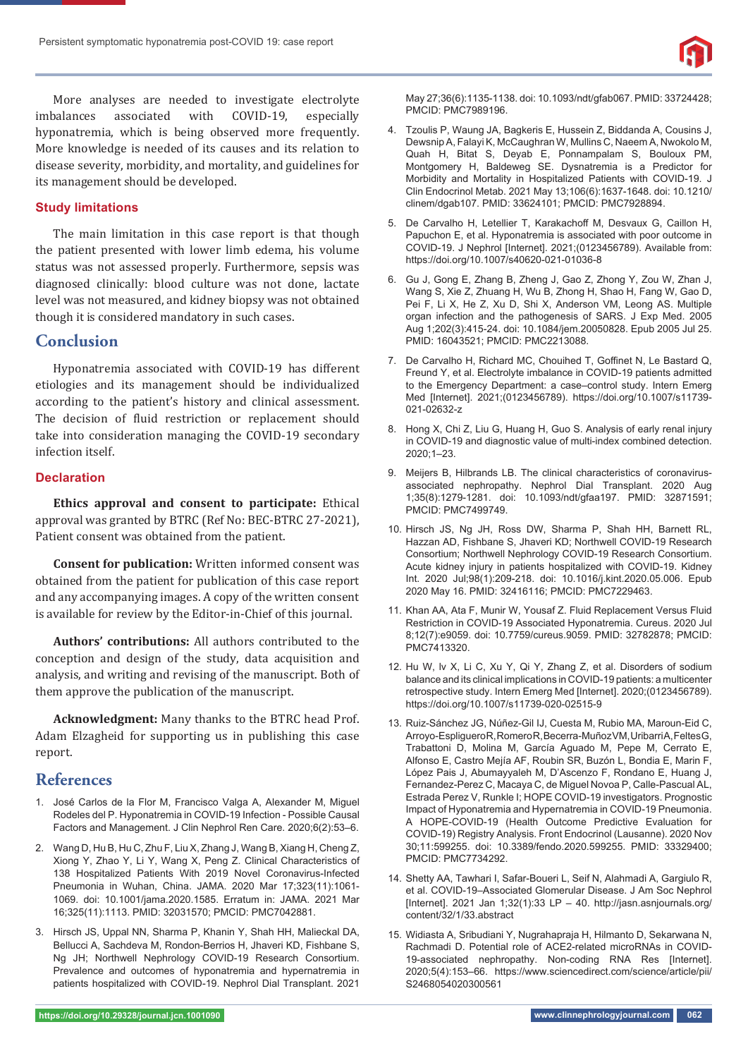More analyses are needed to investigate electrolyte imbalances associated with COVID-19, especially hyponatremia, which is being observed more frequently. More knowledge is needed of its causes and its relation to disease severity, morbidity, and mortality, and guidelines for its management should be developed.

### Study limitations

The main limitation in this case report is that though the patient presented with lower limb edema, his volume status was not assessed properly. Furthermore, sepsis was diagnosed clinically: blood culture was not done, lactate level was not measured, and kidney biopsy was not obtained though it is considered mandatory in such cases.

## Conclusion

Hyponatremia associated with COVID-19 has different etiologies and its management should be individualized according to the patient's history and clinical assessment. The decision of fluid restriction or replacement should take into consideration managing the COVID-19 secondary infection itself.

### Declaration

**Ethics approval and consent to participate:** Ethical approval was granted by BTRC (Ref No: BEC-BTRC 27-2021), Patient consent was obtained from the patient.

**Consent for publication:** Written informed consent was obtained from the patient for publication of this case report and any accompanying images. A copy of the written consent is available for review by the Editor-in-Chief of this journal.

**Authors' contributions:** All authors contributed to the conception and design of the study, data acquisition and analysis, and writing and revising of the manuscript. Both of them approve the publication of the manuscript.

**Acknowledgment:** Many thanks to the BTRC head Prof. Adam Elzagheid for supporting us in publishing this case report.

## References

1. José Carlos de la Flor M, Francisco Valga A, Alexander M, Miguel Rodeles del P. Hyponatremia in COVID-19 Infection - Possible Causal Factors and Management. J Clin Nephrol Ren Care. 2020;6(2):53–6.
2. Wang D, Hu B, Hu C, Zhu F, Liu X, Zhang J, Wang B, Xiang H, Cheng Z, Xiong Y, Zhao Y, Li Y, Wang X, Peng Z. Clinical Characteristics of 138 Hospitalized Patients With 2019 Novel Coronavirus-Infected Pneumonia in Wuhan, China. JAMA. 2020 Mar 17;323(11):1061-1069. doi: 10.1001/jama.2020.1585. Erratum in: JAMA. 2021 Mar 16;325(11):1113. PMID: 32031570; PMCID: PMC7042881.
3. Hirsch JS, Uppal NN, Sharma P, Khanin Y, Shah HH, Malieckal DA, Bellucci A, Sachdeva M, Rondon-Berrios H, Jhaveri KD, Fishbane S, Ng JH; Northwell Nephrology COVID-19 Research Consortium. Prevalence and outcomes of hyponatremia and hypernatremia in patients hospitalized with COVID-19. Nephrol Dial Transplant. 2021 May 27;36(6):1135-1138. doi: 10.1093/ndt/gfab067. PMID: 33724428; PMCID: PMC7989196.
4. Tzoulis P, Waung JA, Bagkeris E, Hussein Z, Biddanda A, Cousins J, Dewsnip A, Falayi K, McCaughran W, Mullins C, Naeem A, Nwokolo M, Quah H, Bitat S, Deyab E, Ponnampalam S, Bouloux PM, Montgomery H, Baldeweg SE. Dysnatremia is a Predictor for Morbidity and Mortality in Hospitalized Patients with COVID-19. J Clin Endocrinol Metab. 2021 May 13;106(6):1637-1648. doi: 10.1210/clinem/dgab107. PMID: 33624101; PMCID: PMC7928894.
5. De Carvalho H, Letellier T, Karakachoff M, Desvaux G, Caillon H, Papuchon E, et al. Hyponatremia is associated with poor outcome in COVID-19. J Nephrol [Internet]. 2021;(0123456789). Available from: https://doi.org/10.1007/s40620-021-01036-8
6. Gu J, Gong E, Zhang B, Zheng J, Gao Z, Zhong Y, Zou W, Zhan J, Wang S, Xie Z, Zhuang H, Wu B, Zhong H, Shao H, Fang W, Gao D, Pei F, Li X, He Z, Xu D, Shi X, Anderson VM, Leong AS. Multiple organ infection and the pathogenesis of SARS. J Exp Med. 2005 Aug 1;202(3):415-24. doi: 10.1084/jem.20050828. Epub 2005 Jul 25. PMID: 16043521; PMCID: PMC2213088.
7. De Carvalho H, Richard MC, Chouihed T, Goffinet N, Le Bastard Q, Freund Y, et al. Electrolyte imbalance in COVID-19 patients admitted to the Emergency Department: a case–control study. Intern Emerg Med [Internet]. 2021;(0123456789). https://doi.org/10.1007/s11739-021-02632-z
8. Hong X, Chi Z, Liu G, Huang H, Guo S. Analysis of early renal injury in COVID-19 and diagnostic value of multi-index combined detection. 2020;1–23.
9. Meijers B, Hilbrands LB. The clinical characteristics of coronavirus-associated nephropathy. Nephrol Dial Transplant. 2020 Aug 1;35(8):1279-1281. doi: 10.1093/ndt/gfaa197. PMID: 32871591; PMCID: PMC7499749.
10. Hirsch JS, Ng JH, Ross DW, Sharma P, Shah HH, Barnett RL, Hazzan AD, Fishbane S, Jhaveri KD; Northwell COVID-19 Research Consortium; Northwell Nephrology COVID-19 Research Consortium. Acute kidney injury in patients hospitalized with COVID-19. Kidney Int. 2020 Jul;98(1):209-218. doi: 10.1016/j.kint.2020.05.006. Epub 2020 May 16. PMID: 32416116; PMCID: PMC7229463.
11. Khan AA, Ata F, Munir W, Yousaf Z. Fluid Replacement Versus Fluid Restriction in COVID-19 Associated Hyponatremia. Cureus. 2020 Jul 8;12(7):e9059. doi: 10.7759/cureus.9059. PMID: 32782878; PMCID: PMC7413320.
12. Hu W, lv X, Li C, Xu Y, Qi Y, Zhang Z, et al. Disorders of sodium balance and its clinical implications in COVID-19 patients: a multicenter retrospective study. Intern Emerg Med [Internet]. 2020;(0123456789). https://doi.org/10.1007/s11739-020-02515-9
13. Ruiz-Sánchez JG, Núñez-Gil IJ, Cuesta M, Rubio MA, Maroun-Eid C, Arroyo-Espliguero R, Romero R, Becerra-Muñoz VM, Uribarri A, Feltes G, Trabattoni D, Molina M, García Aguado M, Pepe M, Cerrato E, Alfonso E, Castro Mejía AF, Roubin SR, Buzón L, Bondia E, Marin F, López Pais J, Abumayyaleh M, D'Ascenzo F, Rondano E, Huang J, Fernandez-Perez C, Macaya C, de Miguel Novoa P, Calle-Pascual AL, Estrada Perez V, Runkle I; HOPE COVID-19 investigators. Prognostic Impact of Hyponatremia and Hypernatremia in COVID-19 Pneumonia. A HOPE-COVID-19 (Health Outcome Predictive Evaluation for COVID-19) Registry Analysis. Front Endocrinol (Lausanne). 2020 Nov 30;11:599255. doi: 10.3389/fendo.2020.599255. PMID: 33329400; PMCID: PMC7734292.
14. Shetty AA, Tawhari I, Safar-Boueri L, Seif N, Alahmadi A, Gargiulo R, et al. COVID-19–Associated Glomerular Disease. J Am Soc Nephrol [Internet]. 2021 Jan 1;32(1):33 LP – 40. http://jasn.asnjournals.org/content/32/1/33.abstract
15. Widiasta A, Sribudiani Y, Nugrahapraja H, Hilmanto D, Sekarwana N, Rachmadi D. Potential role of ACE2-related microRNAs in COVID-19-associated nephropathy. Non-coding RNA Res [Internet]. 2020;5(4):153–66. https://www.sciencedirect.com/science/article/pii/S2468054020300561